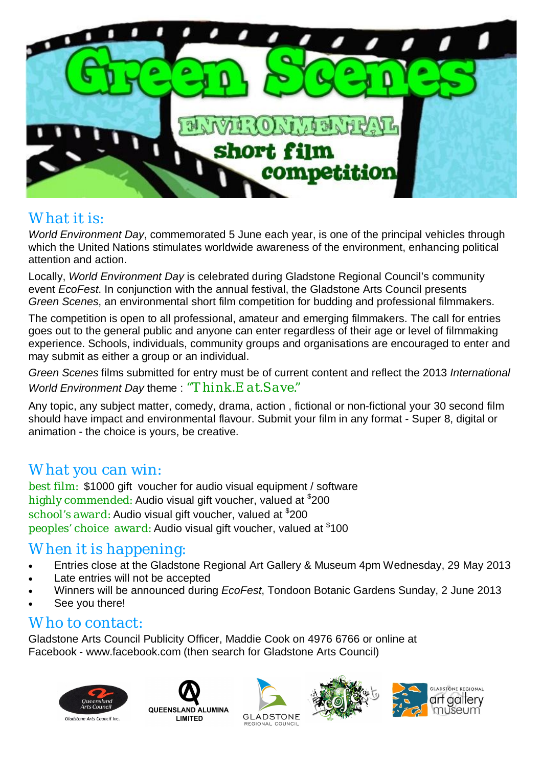# Green Scenes

## ENVIRONMENTAL short film competition

## What it is:

*World Environment Day*, commemorated 5 June each year, is one of the principal vehicles through which the United Nations stimulates worldwide awareness of the environment, enhancing political attention and action.

Locally, *World Environment Day* is celebrated during Gladstone Regional Council's community event *EcoFest*. In conjunction with the annual festival, the Gladstone Arts Council presents *Green Scenes*, an environmental short film competition for budding and professional filmmakers.

The competition is open to all professional, amateur and emerging filmmakers. The call for entries goes out to the general public and anyone can enter regardless of their age or level of filmmaking experience. Schools, individuals, community groups and organisations are encouraged to enter and may submit as either a group or an individual.

*Green Scenes* films submitted for entry must be of current content and reflect the 2013 *International World Environment Day* theme : "Think.Eat.Save."

Any topic, any subject matter, comedy, drama, action , fictional or non-fictional your 30 second film should have impact and environmental flavour. Submit your film in any format - Super 8, digital or animation - the choice is yours, be creative.

## What you can win:

best film: $1000 gift voucher for audio visual equipment / software
highly commended: Audio visual gift voucher, valued at $200
school's award: Audio visual gift voucher, valued at $200
peoples' choice award: Audio visual gift voucher, valued at $100

## When it is happening:

- Entries close at the Gladstone Regional Art Gallery & Museum 4pm Wednesday, 29 May 2013
- Late entries will not be accepted
- Winners will be announced during *EcoFest*, Tondoon Botanic Gardens Sunday, 2 June 2013
- See you there!

## Who to contact:

Gladstone Arts Council Publicity Officer, Maddie Cook on 4976 6766 or online at Facebook - www.facebook.com (then search for Gladstone Arts Council)

Queensland Arts Council – Gladstone Arts Council Inc. | QUEENSLAND ALUMINA LIMITED | GLADSTONE REGIONAL COUNCIL | ecofest | GLADSTONE REGIONAL art gallery museum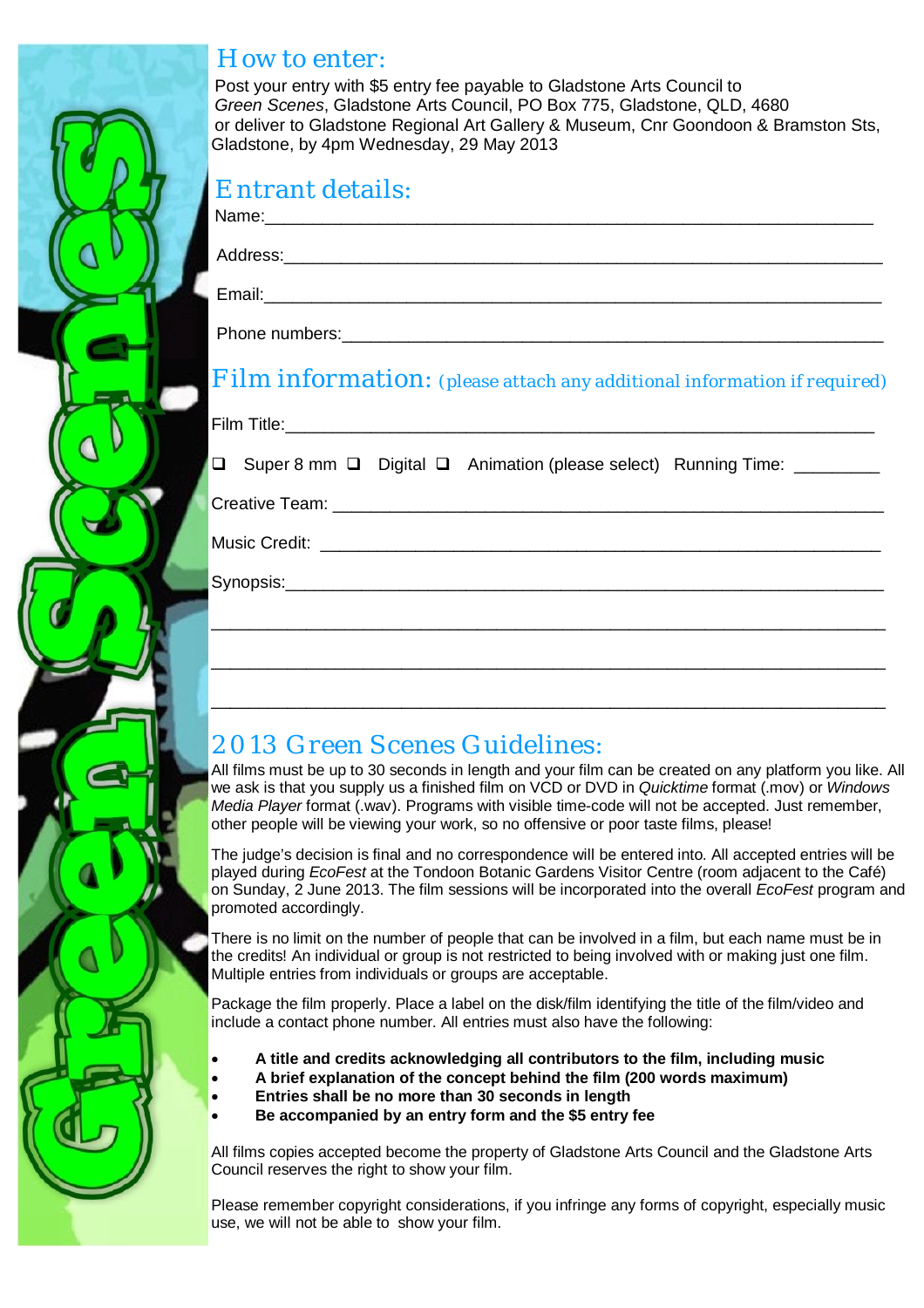## How to enter:

Post your entry with $5 entry fee payable to Gladstone Arts Council to *Green Scenes*, Gladstone Arts Council, PO Box 775, Gladstone, QLD, 4680 or deliver to Gladstone Regional Art Gallery & Museum, Cnr Goondoon & Bramston Sts, Gladstone, by 4pm Wednesday, 29 May 2013

## Entrant details:

Name:\_\_\_\_\_\_\_\_\_\_\_\_\_\_\_\_\_\_\_\_\_\_\_\_\_\_\_\_\_\_\_\_\_\_\_\_\_\_\_\_\_\_\_\_\_\_\_\_\_\_\_\_\_\_\_\_\_\_\_\_

Address:\_\_\_\_\_\_\_\_\_\_\_\_\_\_\_\_\_\_\_\_\_\_\_\_\_\_\_\_\_\_\_\_\_\_\_\_\_\_\_\_\_\_\_\_\_\_\_\_\_\_\_\_\_\_\_\_\_\_

Email:\_\_\_\_\_\_\_\_\_\_\_\_\_\_\_\_\_\_\_\_\_\_\_\_\_\_\_\_\_\_\_\_\_\_\_\_\_\_\_\_\_\_\_\_\_\_\_\_\_\_\_\_\_\_\_\_\_\_\_\_

Phone numbers:\_\_\_\_\_\_\_\_\_\_\_\_\_\_\_\_\_\_\_\_\_\_\_\_\_\_\_\_\_\_\_\_\_\_\_\_\_\_\_\_\_\_\_\_\_\_\_\_\_\_\_\_

## Film information: (please attach any additional information if required)

Film Title:\_\_\_\_\_\_\_\_\_\_\_\_\_\_\_\_\_\_\_\_\_\_\_\_\_\_\_\_\_\_\_\_\_\_\_\_\_\_\_\_\_\_\_\_\_\_\_\_\_\_\_\_\_\_\_\_

❑ Super 8 mm ❑ Digital ❑ Animation (please select) Running Time: \_\_\_\_\_\_\_\_\_

Creative Team: \_\_\_\_\_\_\_\_\_\_\_\_\_\_\_\_\_\_\_\_\_\_\_\_\_\_\_\_\_\_\_\_\_\_\_\_\_\_\_\_\_\_\_\_\_\_\_\_\_\_\_\_\_

Music Credit: \_\_\_\_\_\_\_\_\_\_\_\_\_\_\_\_\_\_\_\_\_\_\_\_\_\_\_\_\_\_\_\_\_\_\_\_\_\_\_\_\_\_\_\_\_\_\_\_\_\_\_\_\_\_

Synopsis:\_\_\_\_\_\_\_\_\_\_\_\_\_\_\_\_\_\_\_\_\_\_\_\_\_\_\_\_\_\_\_\_\_\_\_\_\_\_\_\_\_\_\_\_\_\_\_\_\_\_\_\_\_\_\_\_\_\_

\_\_\_\_\_\_\_\_\_\_\_\_\_\_\_\_\_\_\_\_\_\_\_\_\_\_\_\_\_\_\_\_\_\_\_\_\_\_\_\_\_\_\_\_\_\_\_\_\_\_\_\_\_\_\_\_\_\_\_\_\_\_\_\_\_\_

\_\_\_\_\_\_\_\_\_\_\_\_\_\_\_\_\_\_\_\_\_\_\_\_\_\_\_\_\_\_\_\_\_\_\_\_\_\_\_\_\_\_\_\_\_\_\_\_\_\_\_\_\_\_\_\_\_\_\_\_\_\_\_\_\_\_

\_\_\_\_\_\_\_\_\_\_\_\_\_\_\_\_\_\_\_\_\_\_\_\_\_\_\_\_\_\_\_\_\_\_\_\_\_\_\_\_\_\_\_\_\_\_\_\_\_\_\_\_\_\_\_\_\_\_\_\_\_\_\_\_\_\_

## 2013 Green Scenes Guidelines:

All films must be up to 30 seconds in length and your film can be created on any platform you like. All we ask is that you supply us a finished film on VCD or DVD in *Quicktime* format (.mov) or *Windows Media Player* format (.wav). Programs with visible time-code will not be accepted. Just remember, other people will be viewing your work, so no offensive or poor taste films, please!

The judge's decision is final and no correspondence will be entered into. All accepted entries will be played during *EcoFest* at the Tondoon Botanic Gardens Visitor Centre (room adjacent to the Café) on Sunday, 2 June 2013. The film sessions will be incorporated into the overall *EcoFest* program and promoted accordingly.

There is no limit on the number of people that can be involved in a film, but each name must be in the credits! An individual or group is not restricted to being involved with or making just one film. Multiple entries from individuals or groups are acceptable.

Package the film properly. Place a label on the disk/film identifying the title of the film/video and include a contact phone number. All entries must also have the following:

- **A title and credits acknowledging all contributors to the film, including music**
- **A brief explanation of the concept behind the film (200 words maximum)**
- **Entries shall be no more than 30 seconds in length**
- **Be accompanied by an entry form and the $5 entry fee**

All films copies accepted become the property of Gladstone Arts Council and the Gladstone Arts Council reserves the right to show your film.

Please remember copyright considerations, if you infringe any forms of copyright, especially music use, we will not be able to show your film.